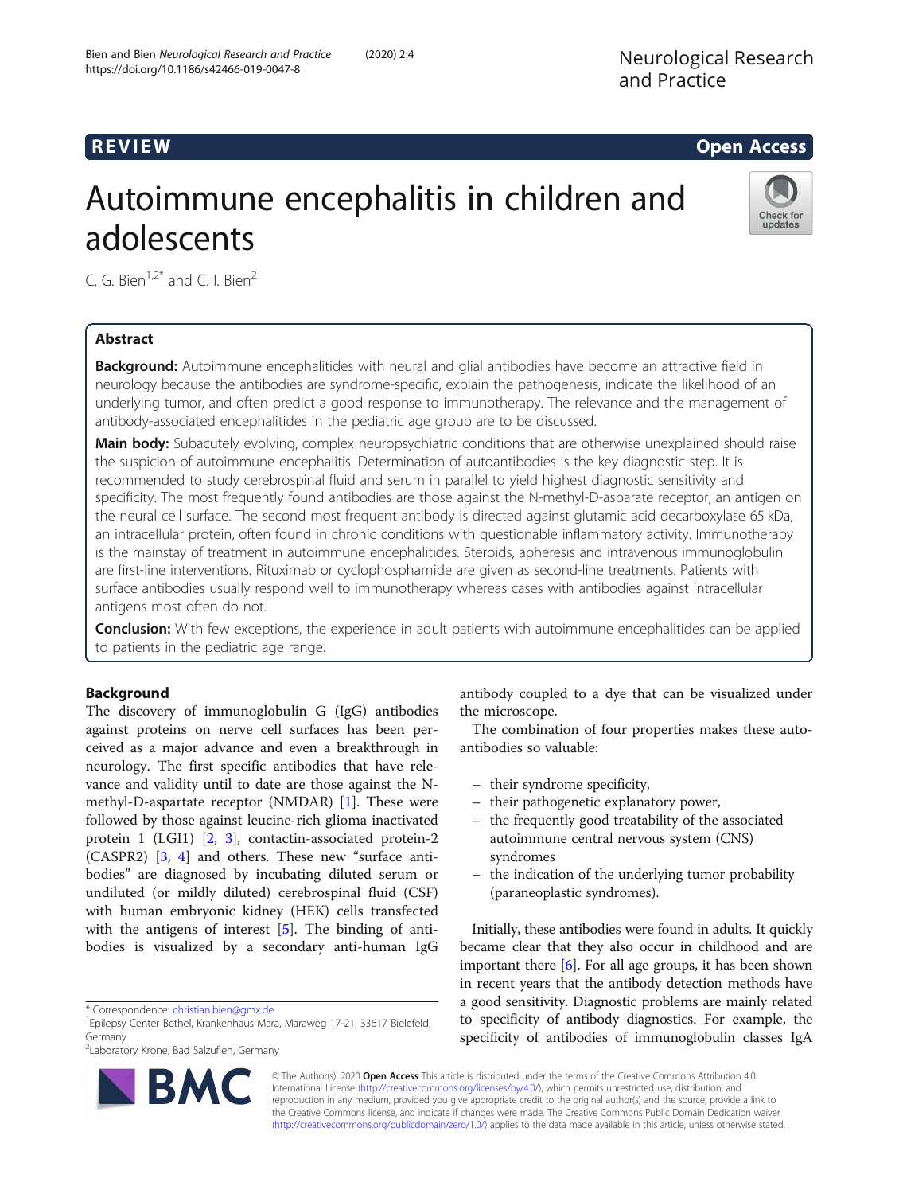REVIEW

Open Access

# Autoimmune encephalitis in children and adolescents

C. G. Bien[1,2*] and C. I. Bien[2]

## Abstract

**Background:** Autoimmune encephalitides with neural and glial antibodies have become an attractive field in neurology because the antibodies are syndrome-specific, explain the pathogenesis, indicate the likelihood of an underlying tumor, and often predict a good response to immunotherapy. The relevance and the management of antibody-associated encephalitides in the pediatric age group are to be discussed.

**Main body:** Subacutely evolving, complex neuropsychiatric conditions that are otherwise unexplained should raise the suspicion of autoimmune encephalitis. Determination of autoantibodies is the key diagnostic step. It is recommended to study cerebrospinal fluid and serum in parallel to yield highest diagnostic sensitivity and specificity. The most frequently found antibodies are those against the N-methyl-D-asparate receptor, an antigen on the neural cell surface. The second most frequent antibody is directed against glutamic acid decarboxylase 65 kDa, an intracellular protein, often found in chronic conditions with questionable inflammatory activity. Immunotherapy is the mainstay of treatment in autoimmune encephalitides. Steroids, apheresis and intravenous immunoglobulin are first-line interventions. Rituximab or cyclophosphamide are given as second-line treatments. Patients with surface antibodies usually respond well to immunotherapy whereas cases with antibodies against intracellular antigens most often do not.

**Conclusion:** With few exceptions, the experience in adult patients with autoimmune encephalitides can be applied to patients in the pediatric age range.

## Background

The discovery of immunoglobulin G (IgG) antibodies against proteins on nerve cell surfaces has been perceived as a major advance and even a breakthrough in neurology. The first specific antibodies that have relevance and validity until to date are those against the N-methyl-D-aspartate receptor (NMDAR) [1]. These were followed by those against leucine-rich glioma inactivated protein 1 (LGI1) [2, 3], contactin-associated protein-2 (CASPR2) [3, 4] and others. These new "surface antibodies" are diagnosed by incubating diluted serum or undiluted (or mildly diluted) cerebrospinal fluid (CSF) with human embryonic kidney (HEK) cells transfected with the antigens of interest [5]. The binding of antibodies is visualized by a secondary anti-human IgG antibody coupled to a dye that can be visualized under the microscope.

The combination of four properties makes these autoantibodies so valuable:

- their syndrome specificity,
- their pathogenetic explanatory power,
- the frequently good treatability of the associated autoimmune central nervous system (CNS) syndromes
- the indication of the underlying tumor probability (paraneoplastic syndromes).

Initially, these antibodies were found in adults. It quickly became clear that they also occur in childhood and are important there [6]. For all age groups, it has been shown in recent years that the antibody detection methods have a good sensitivity. Diagnostic problems are mainly related to specificity of antibody diagnostics. For example, the specificity of antibodies of immunoglobulin classes IgA

\* Correspondence: christian.bien@gmx.de
[1]Epilepsy Center Bethel, Krankenhaus Mara, Maraweg 17-21, 33617 Bielefeld, Germany
[2]Laboratory Krone, Bad Salzuflen, Germany

© The Author(s). 2020 **Open Access** This article is distributed under the terms of the Creative Commons Attribution 4.0 International License (http://creativecommons.org/licenses/by/4.0/), which permits unrestricted use, distribution, and reproduction in any medium, provided you give appropriate credit to the original author(s) and the source, provide a link to the Creative Commons license, and indicate if changes were made. The Creative Commons Public Domain Dedication waiver (http://creativecommons.org/publicdomain/zero/1.0/) applies to the data made available in this article, unless otherwise stated.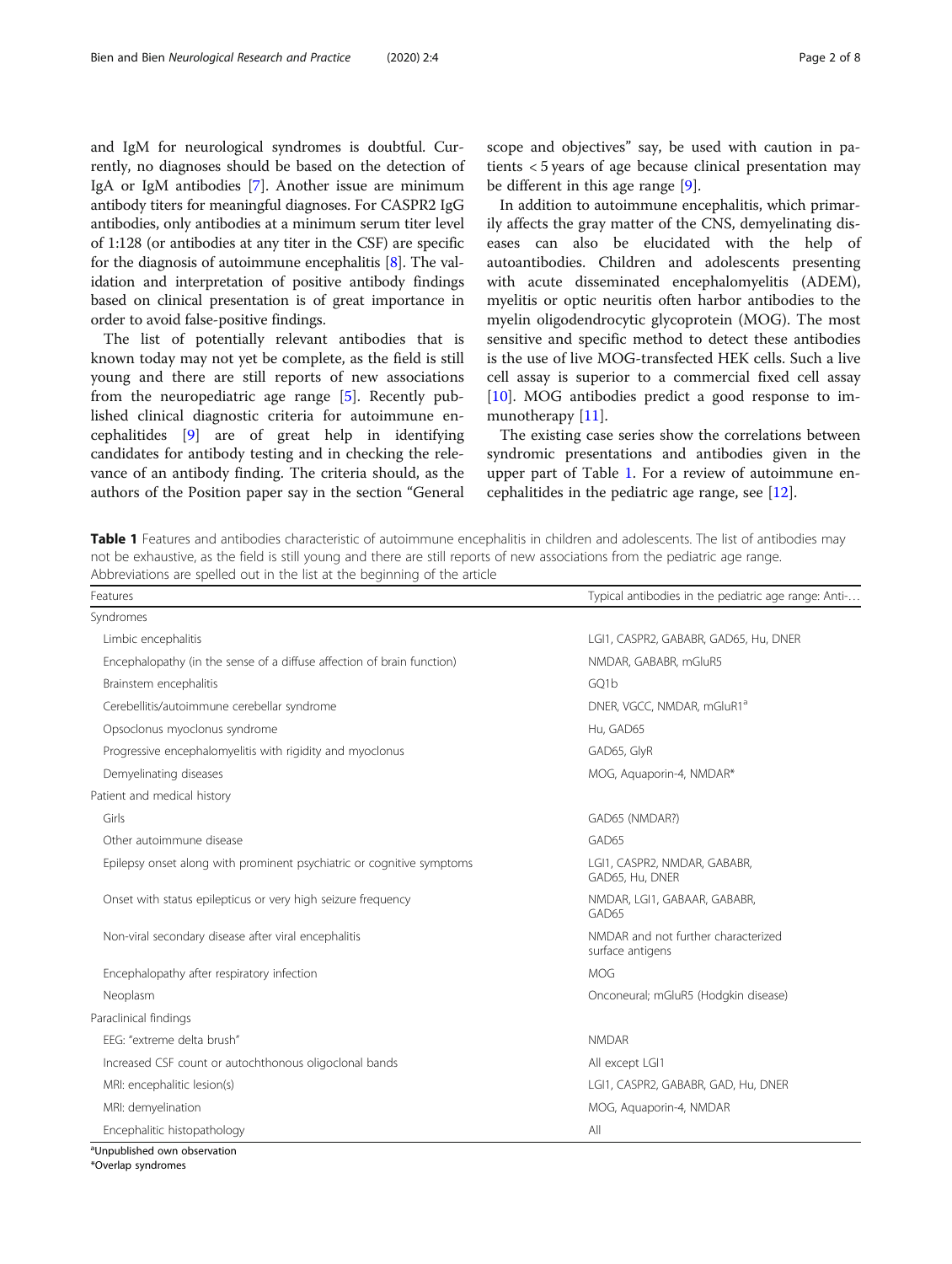and IgM for neurological syndromes is doubtful. Currently, no diagnoses should be based on the detection of IgA or IgM antibodies [7]. Another issue are minimum antibody titers for meaningful diagnoses. For CASPR2 IgG antibodies, only antibodies at a minimum serum titer level of 1:128 (or antibodies at any titer in the CSF) are specific for the diagnosis of autoimmune encephalitis [8]. The validation and interpretation of positive antibody findings based on clinical presentation is of great importance in order to avoid false-positive findings.

The list of potentially relevant antibodies that is known today may not yet be complete, as the field is still young and there are still reports of new associations from the neuropediatric age range [5]. Recently published clinical diagnostic criteria for autoimmune encephalitides [9] are of great help in identifying candidates for antibody testing and in checking the relevance of an antibody finding. The criteria should, as the authors of the Position paper say in the section "General scope and objectives" say, be used with caution in patients < 5 years of age because clinical presentation may be different in this age range [9].

In addition to autoimmune encephalitis, which primarily affects the gray matter of the CNS, demyelinating diseases can also be elucidated with the help of autoantibodies. Children and adolescents presenting with acute disseminated encephalomyelitis (ADEM), myelitis or optic neuritis often harbor antibodies to the myelin oligodendrocytic glycoprotein (MOG). The most sensitive and specific method to detect these antibodies is the use of live MOG-transfected HEK cells. Such a live cell assay is superior to a commercial fixed cell assay [10]. MOG antibodies predict a good response to immunotherapy [11].

The existing case series show the correlations between syndromic presentations and antibodies given in the upper part of Table 1. For a review of autoimmune encephalitides in the pediatric age range, see [12].

**Table 1** Features and antibodies characteristic of autoimmune encephalitis in children and adolescents. The list of antibodies may not be exhaustive, as the field is still young and there are still reports of new associations from the pediatric age range. Abbreviations are spelled out in the list at the beginning of the article

| Features | Typical antibodies in the pediatric age range: Anti-… |
|---|---|
| Syndromes | |
| Limbic encephalitis | LGI1, CASPR2, GABABR, GAD65, Hu, DNER |
| Encephalopathy (in the sense of a diffuse affection of brain function) | NMDAR, GABABR, mGluR5 |
| Brainstem encephalitis | GQ1b |
| Cerebellitis/autoimmune cerebellar syndrome | DNER, VGCC, NMDAR, mGluR1[a] |
| Opsoclonus myoclonus syndrome | Hu, GAD65 |
| Progressive encephalomyelitis with rigidity and myoclonus | GAD65, GlyR |
| Demyelinating diseases | MOG, Aquaporin-4, NMDAR* |
| Patient and medical history | |
| Girls | GAD65 (NMDAR?) |
| Other autoimmune disease | GAD65 |
| Epilepsy onset along with prominent psychiatric or cognitive symptoms | LGI1, CASPR2, NMDAR, GABABR, GAD65, Hu, DNER |
| Onset with status epilepticus or very high seizure frequency | NMDAR, LGI1, GABAAR, GABABR, GAD65 |
| Non-viral secondary disease after viral encephalitis | NMDAR and not further characterized surface antigens |
| Encephalopathy after respiratory infection | MOG |
| Neoplasm | Onconeural; mGluR5 (Hodgkin disease) |
| Paraclinical findings | |
| EEG: "extreme delta brush" | NMDAR |
| Increased CSF count or autochthonous oligoclonal bands | All except LGI1 |
| MRI: encephalitic lesion(s) | LGI1, CASPR2, GABABR, GAD, Hu, DNER |
| MRI: demyelination | MOG, Aquaporin-4, NMDAR |
| Encephalitic histopathology | All |

[a]Unpublished own observation
*Overlap syndromes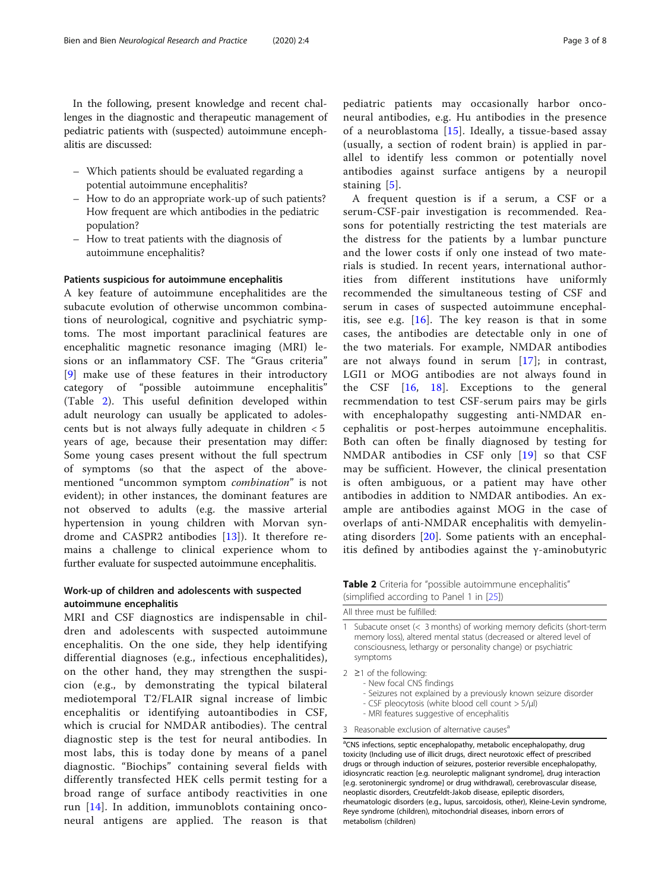In the following, present knowledge and recent challenges in the diagnostic and therapeutic management of pediatric patients with (suspected) autoimmune encephalitis are discussed:

- Which patients should be evaluated regarding a potential autoimmune encephalitis?
- How to do an appropriate work-up of such patients? How frequent are which antibodies in the pediatric population?
- How to treat patients with the diagnosis of autoimmune encephalitis?

### Patients suspicious for autoimmune encephalitis

A key feature of autoimmune encephalitides are the subacute evolution of otherwise uncommon combinations of neurological, cognitive and psychiatric symptoms. The most important paraclinical features are encephalitic magnetic resonance imaging (MRI) lesions or an inflammatory CSF. The "Graus criteria" [9] make use of these features in their introductory category of "possible autoimmune encephalitis" (Table 2). This useful definition developed within adult neurology can usually be applicated to adolescents but is not always fully adequate in children < 5 years of age, because their presentation may differ: Some young cases present without the full spectrum of symptoms (so that the aspect of the abovementioned "uncommon symptom *combination*" is not evident); in other instances, the dominant features are not observed to adults (e.g. the massive arterial hypertension in young children with Morvan syndrome and CASPR2 antibodies [13]). It therefore remains a challenge to clinical experience whom to further evaluate for suspected autoimmune encephalitis.

### Work-up of children and adolescents with suspected autoimmune encephalitis

MRI and CSF diagnostics are indispensable in children and adolescents with suspected autoimmune encephalitis. On the one side, they help identifying differential diagnoses (e.g., infectious encephalitides), on the other hand, they may strengthen the suspicion (e.g., by demonstrating the typical bilateral mediotemporal T2/FLAIR signal increase of limbic encephalitis or identifying autoantibodies in CSF, which is crucial for NMDAR antibodies). The central diagnostic step is the test for neural antibodies. In most labs, this is today done by means of a panel diagnostic. "Biochips" containing several fields with differently transfected HEK cells permit testing for a broad range of surface antibody reactivities in one run [14]. In addition, immunoblots containing onconeural antigens are applied. The reason is that pediatric patients may occasionally harbor onconeural antibodies, e.g. Hu antibodies in the presence of a neuroblastoma [15]. Ideally, a tissue-based assay (usually, a section of rodent brain) is applied in parallel to identify less common or potentially novel antibodies against surface antigens by a neuropil staining [5].

A frequent question is if a serum, a CSF or a serum-CSF-pair investigation is recommended. Reasons for potentially restricting the test materials are the distress for the patients by a lumbar puncture and the lower costs if only one instead of two materials is studied. In recent years, international authorities from different institutions have uniformly recommended the simultaneous testing of CSF and serum in cases of suspected autoimmune encephalitis, see e.g. [16]. The key reason is that in some cases, the antibodies are detectable only in one of the two materials. For example, NMDAR antibodies are not always found in serum [17]; in contrast, LGI1 or MOG antibodies are not always found in the CSF [16, 18]. Exceptions to the general recmmendation to test CSF-serum pairs may be girls with encephalopathy suggesting anti-NMDAR encephalitis or post-herpes autoimmune encephalitis. Both can often be finally diagnosed by testing for NMDAR antibodies in CSF only [19] so that CSF may be sufficient. However, the clinical presentation is often ambiguous, or a patient may have other antibodies in addition to NMDAR antibodies. An example are antibodies against MOG in the case of overlaps of anti-NMDAR encephalitis with demyelinating disorders [20]. Some patients with an encephalitis defined by antibodies against the γ-aminobutyric

**Table 2** Criteria for "possible autoimmune encephalitis" (simplified according to Panel 1 in [25])

| All three must be fulfilled: |
|---|
| 1 Subacute onset (< 3 months) of working memory deficits (short-term memory loss), altered mental status (decreased or altered level of consciousness, lethargy or personality change) or psychiatric symptoms |
| 2 ≥1 of the following:<br>- New focal CNS findings<br>- Seizures not explained by a previously known seizure disorder<br>- CSF pleocytosis (white blood cell count > 5/μl)<br>- MRI features suggestive of encephalitis |
| 3 Reasonable exclusion of alternative causes[a] |

[a]CNS infections, septic encephalopathy, metabolic encephalopathy, drug toxicity (Including use of illicit drugs, direct neurotoxic effect of prescribed drugs or through induction of seizures, posterior reversible encephalopathy, idiosyncratic reaction [e.g. neuroleptic malignant syndrome], drug interaction [e.g. serotoninergic syndrome] or drug withdrawal), cerebrovascular disease, neoplastic disorders, Creutzfeldt-Jakob disease, epileptic disorders, rheumatologic disorders (e.g., lupus, sarcoidosis, other), Kleine-Levin syndrome, Reye syndrome (children), mitochondrial diseases, inborn errors of metabolism (children)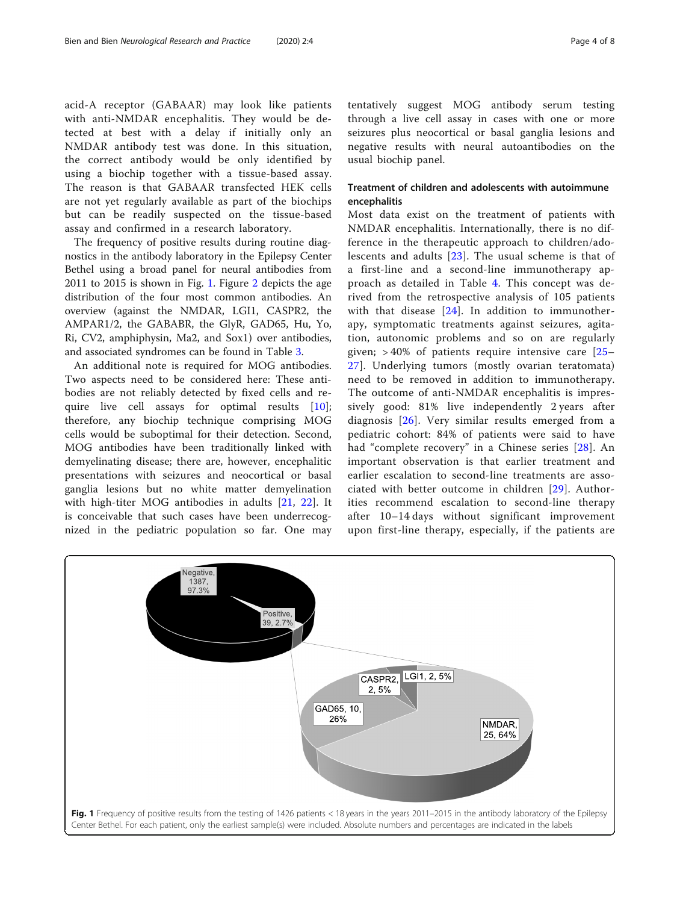acid-A receptor (GABAAR) may look like patients with anti-NMDAR encephalitis. They would be detected at best with a delay if initially only an NMDAR antibody test was done. In this situation, the correct antibody would be only identified by using a biochip together with a tissue-based assay. The reason is that GABAAR transfected HEK cells are not yet regularly available as part of the biochips but can be readily suspected on the tissue-based assay and confirmed in a research laboratory.

The frequency of positive results during routine diagnostics in the antibody laboratory in the Epilepsy Center Bethel using a broad panel for neural antibodies from 2011 to 2015 is shown in Fig. 1. Figure 2 depicts the age distribution of the four most common antibodies. An overview (against the NMDAR, LGI1, CASPR2, the AMPAR1/2, the GABABR, the GlyR, GAD65, Hu, Yo, Ri, CV2, amphiphysin, Ma2, and Sox1) over antibodies, and associated syndromes can be found in Table 3.

An additional note is required for MOG antibodies. Two aspects need to be considered here: These antibodies are not reliably detected by fixed cells and require live cell assays for optimal results [10]; therefore, any biochip technique comprising MOG cells would be suboptimal for their detection. Second, MOG antibodies have been traditionally linked with demyelinating disease; there are, however, encephalitic presentations with seizures and neocortical or basal ganglia lesions but no white matter demyelination with high-titer MOG antibodies in adults [21, 22]. It is conceivable that such cases have been underrecognized in the pediatric population so far. One may tentatively suggest MOG antibody serum testing through a live cell assay in cases with one or more seizures plus neocortical or basal ganglia lesions and negative results with neural autoantibodies on the usual biochip panel.

## Treatment of children and adolescents with autoimmune encephalitis

Most data exist on the treatment of patients with NMDAR encephalitis. Internationally, there is no difference in the therapeutic approach to children/adolescents and adults [23]. The usual scheme is that of a first-line and a second-line immunotherapy approach as detailed in Table 4. This concept was derived from the retrospective analysis of 105 patients with that disease [24]. In addition to immunotherapy, symptomatic treatments against seizures, agitation, autonomic problems and so on are regularly given; > 40% of patients require intensive care [25–27]. Underlying tumors (mostly ovarian teratomata) need to be removed in addition to immunotherapy. The outcome of anti-NMDAR encephalitis is impressively good: 81% live independently 2 years after diagnosis [26]. Very similar results emerged from a pediatric cohort: 84% of patients were said to have had "complete recovery" in a Chinese series [28]. An important observation is that earlier treatment and earlier escalation to second-line treatments are associated with better outcome in children [29]. Authorities recommend escalation to second-line therapy after 10–14 days without significant improvement upon first-line therapy, especially, if the patients are

**Fig. 1** Frequency of positive results from the testing of 1426 patients < 18 years in the years 2011–2015 in the antibody laboratory of the Epilepsy Center Bethel. For each patient, only the earliest sample(s) were included. Absolute numbers and percentages are indicated in the labels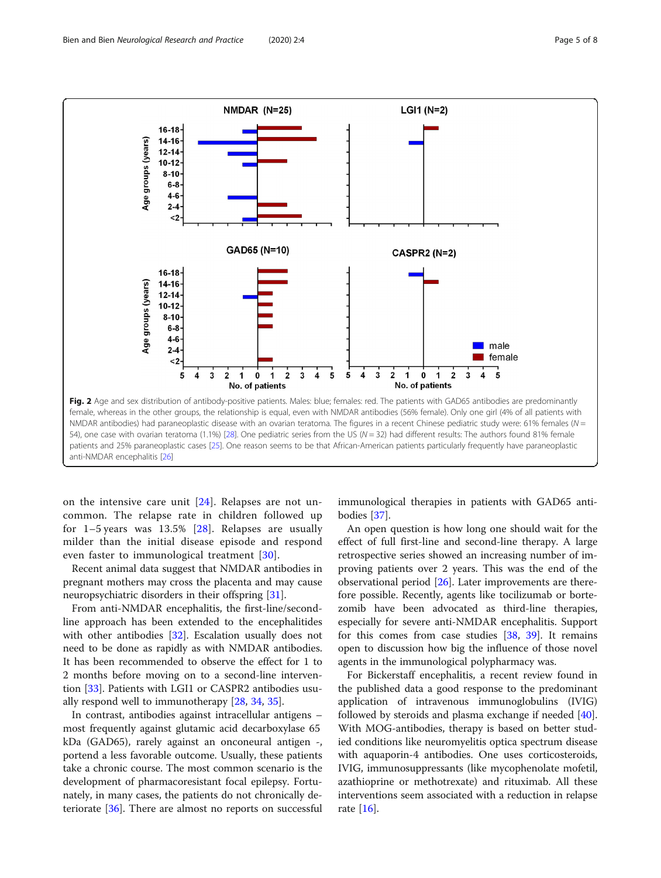Fig. 2 Age and sex distribution of antibody-positive patients. Males: blue; females: red. The patients with GAD65 antibodies are predominantly female, whereas in the other groups, the relationship is equal, even with NMDAR antibodies (56% female). Only one girl (4% of all patients with NMDAR antibodies) had paraneoplastic disease with an ovarian teratoma. The figures in a recent Chinese pediatric study were: 61% females ($N = 54$), one case with ovarian teratoma (1.1%) [28]. One pediatric series from the US ($N = 32$) had different results: The authors found 81% female patients and 25% paraneoplastic cases [25]. One reason seems to be that African-American patients particularly frequently have paraneoplastic anti-NMDAR encephalitis [26]

on the intensive care unit [24]. Relapses are not uncommon. The relapse rate in children followed up for 1–5 years was 13.5% [28]. Relapses are usually milder than the initial disease episode and respond even faster to immunological treatment [30].

Recent animal data suggest that NMDAR antibodies in pregnant mothers may cross the placenta and may cause neuropsychiatric disorders in their offspring [31].

From anti-NMDAR encephalitis, the first-line/second-line approach has been extended to the encephalitides with other antibodies [32]. Escalation usually does not need to be done as rapidly as with NMDAR antibodies. It has been recommended to observe the effect for 1 to 2 months before moving on to a second-line intervention [33]. Patients with LGI1 or CASPR2 antibodies usually respond well to immunotherapy [28, 34, 35].

In contrast, antibodies against intracellular antigens – most frequently against glutamic acid decarboxylase 65 kDa (GAD65), rarely against an onconeural antigen -, portend a less favorable outcome. Usually, these patients take a chronic course. The most common scenario is the development of pharmacoresistant focal epilepsy. Fortunately, in many cases, the patients do not chronically deteriorate [36]. There are almost no reports on successful immunological therapies in patients with GAD65 antibodies [37].

An open question is how long one should wait for the effect of full first-line and second-line therapy. A large retrospective series showed an increasing number of improving patients over 2 years. This was the end of the observational period [26]. Later improvements are therefore possible. Recently, agents like tocilizumab or bortezomib have been advocated as third-line therapies, especially for severe anti-NMDAR encephalitis. Support for this comes from case studies [38, 39]. It remains open to discussion how big the influence of those novel agents in the immunological polypharmacy was.

For Bickerstaff encephalitis, a recent review found in the published data a good response to the predominant application of intravenous immunoglobulins (IVIG) followed by steroids and plasma exchange if needed [40]. With MOG-antibodies, therapy is based on better studied conditions like neuromyelitis optica spectrum disease with aquaporin-4 antibodies. One uses corticosteroids, IVIG, immunosuppressants (like mycophenolate mofetil, azathioprine or methotrexate) and rituximab. All these interventions seem associated with a reduction in relapse rate [16].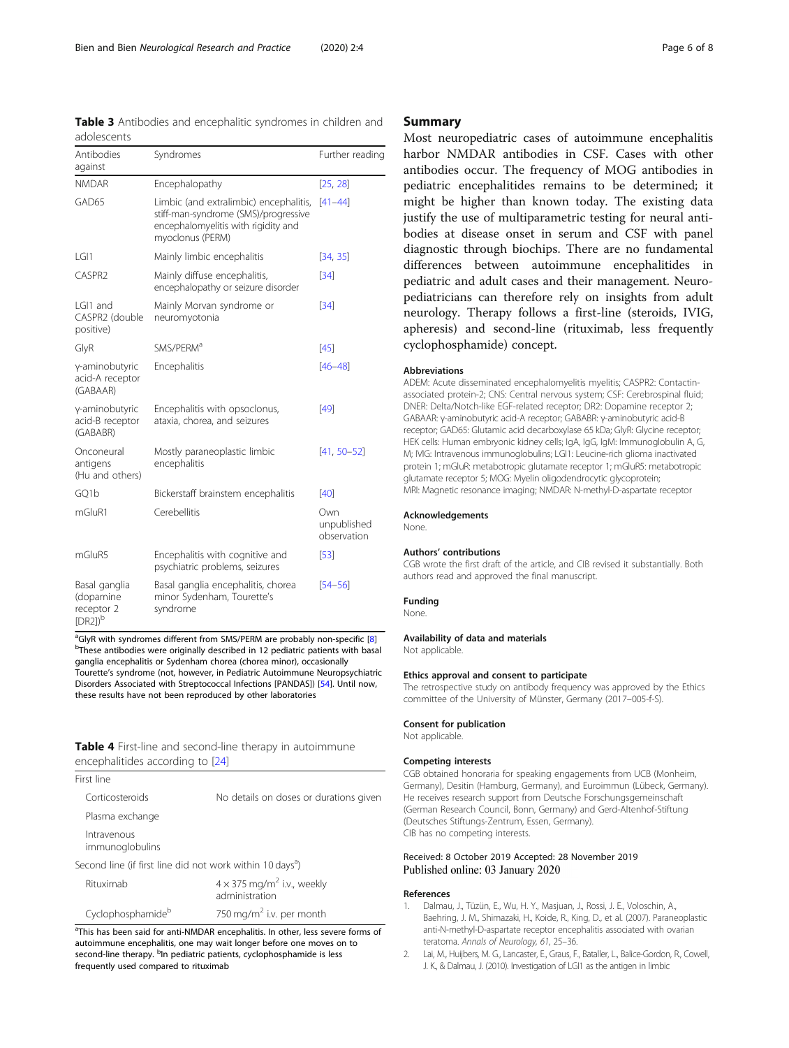**Table 3** Antibodies and encephalitic syndromes in children and adolescents

| Antibodies against | Syndromes | Further reading |
|---|---|---|
| NMDAR | Encephalopathy | [25, 28] |
| GAD65 | Limbic (and extralimbic) encephalitis, stiff-man-syndrome (SMS)/progressive encephalomyelitis with rigidity and myoclonus (PERM) | [41–44] |
| LGI1 | Mainly limbic encephalitis | [34, 35] |
| CASPR2 | Mainly diffuse encephalitis, encephalopathy or seizure disorder | [34] |
| LGI1 and CASPR2 (double positive) | Mainly Morvan syndrome or neuromyotonia | [34] |
| GlyR | SMS/PERM[a] | [45] |
| γ-aminobutyric acid-A receptor (GABAAR) | Encephalitis | [46–48] |
| γ-aminobutyric acid-B receptor (GABABR) | Encephalitis with opsoclonus, ataxia, chorea, and seizures | [49] |
| Onconeural antigens (Hu and others) | Mostly paraneoplastic limbic encephalitis | [41, 50–52] |
| GQ1b | Bickerstaff brainstem encephalitis | [40] |
| mGluR1 | Cerebellitis | Own unpublished observation |
| mGluR5 | Encephalitis with cognitive and psychiatric problems, seizures | [53] |
| Basal ganglia (dopamine receptor 2 [DR2])[b] | Basal ganglia encephalitis, chorea minor Sydenham, Tourette's syndrome | [54–56] |

[a]GlyR with syndromes different from SMS/PERM are probably non-specific [8]
[b]These antibodies were originally described in 12 pediatric patients with basal ganglia encephalitis or Sydenham chorea (chorea minor), occasionally Tourette's syndrome (not, however, in Pediatric Autoimmune Neuropsychiatric Disorders Associated with Streptococcal Infections [PANDAS]) [54]. Until now, these results have not been reproduced by other laboratories

**Table 4** First-line and second-line therapy in autoimmune encephalitides according to [24]

| First line | |
|---|---|
| Corticosteroids | No details on doses or durations given |
| Plasma exchange | |
| Intravenous immunoglobulins | |
| **Second line (if first line did not work within 10 days[a])** | |
| Rituximab | $4 \times 375$ mg/m$^2$ i.v., weekly administration |
| Cyclophosphamide[b] | 750 mg/m$^2$ i.v. per month |

[a]This has been said for anti-NMDAR encephalitis. In other, less severe forms of autoimmune encephalitis, one may wait longer before one moves on to second-line therapy. [b]In pediatric patients, cyclophosphamide is less frequently used compared to rituximab

## Summary

Most neuropediatric cases of autoimmune encephalitis harbor NMDAR antibodies in CSF. Cases with other antibodies occur. The frequency of MOG antibodies in pediatric encephalitides remains to be determined; it might be higher than known today. The existing data justify the use of multiparametric testing for neural antibodies at disease onset in serum and CSF with panel diagnostic through biochips. There are no fundamental differences between autoimmune encephalitides in pediatric and adult cases and their management. Neuropediatricians can therefore rely on insights from adult neurology. Therapy follows a first-line (steroids, IVIG, apheresis) and second-line (rituximab, less frequently cyclophosphamide) concept.

### Abbreviations

ADEM: Acute disseminated encephalomyelitis myelitis; CASPR2: Contactin-associated protein-2; CNS: Central nervous system; CSF: Cerebrospinal fluid; DNER: Delta/Notch-like EGF-related receptor; DR2: Dopamine receptor 2; GABAAR: γ-aminobutyric acid-A receptor; GABABR: γ-aminobutyric acid-B receptor; GAD65: Glutamic acid decarboxylase 65 kDa; GlyR: Glycine receptor; HEK cells: Human embryonic kidney cells; IgA, IgG, IgM: Immunoglobulin A, G, M; IVIG: Intravenous immunoglobulins; LGI1: Leucine-rich glioma inactivated protein 1; mGluR: metabotropic glutamate receptor 1; mGluR5: metabotropic glutamate receptor 5; MOG: Myelin oligodendrocytic glycoprotein; MRI: Magnetic resonance imaging; NMDAR: N-methyl-D-aspartate receptor

### Acknowledgements

None.

### Authors' contributions

CGB wrote the first draft of the article, and CIB revised it substantially. Both authors read and approved the final manuscript.

### Funding

None.

### Availability of data and materials

Not applicable.

### Ethics approval and consent to participate

The retrospective study on antibody frequency was approved by the Ethics committee of the University of Münster, Germany (2017–005-f-S).

### Consent for publication

Not applicable.

### Competing interests

CGB obtained honoraria for speaking engagements from UCB (Monheim, Germany), Desitin (Hamburg, Germany), and Euroimmun (Lübeck, Germany). He receives research support from Deutsche Forschungsgemeinschaft (German Research Council, Bonn, Germany) and Gerd-Altenhof-Stiftung (Deutsches Stiftungs-Zentrum, Essen, Germany).
CIB has no competing interests.

Received: 8 October 2019 Accepted: 28 November 2019
Published online: 03 January 2020

### References

1. Dalmau, J., Tüzün, E., Wu, H. Y., Masjuan, J., Rossi, J. E., Voloschin, A., Baehring, J. M., Shimazaki, H., Koide, R., King, D., et al. (2007). Paraneoplastic anti-N-methyl-D-aspartate receptor encephalitis associated with ovarian teratoma. *Annals of Neurology, 61*, 25–36.
2. Lai, M., Huijbers, M. G., Lancaster, E., Graus, F., Bataller, L., Balice-Gordon, R., Cowell, J. K., & Dalmau, J. (2010). Investigation of LGI1 as the antigen in limbic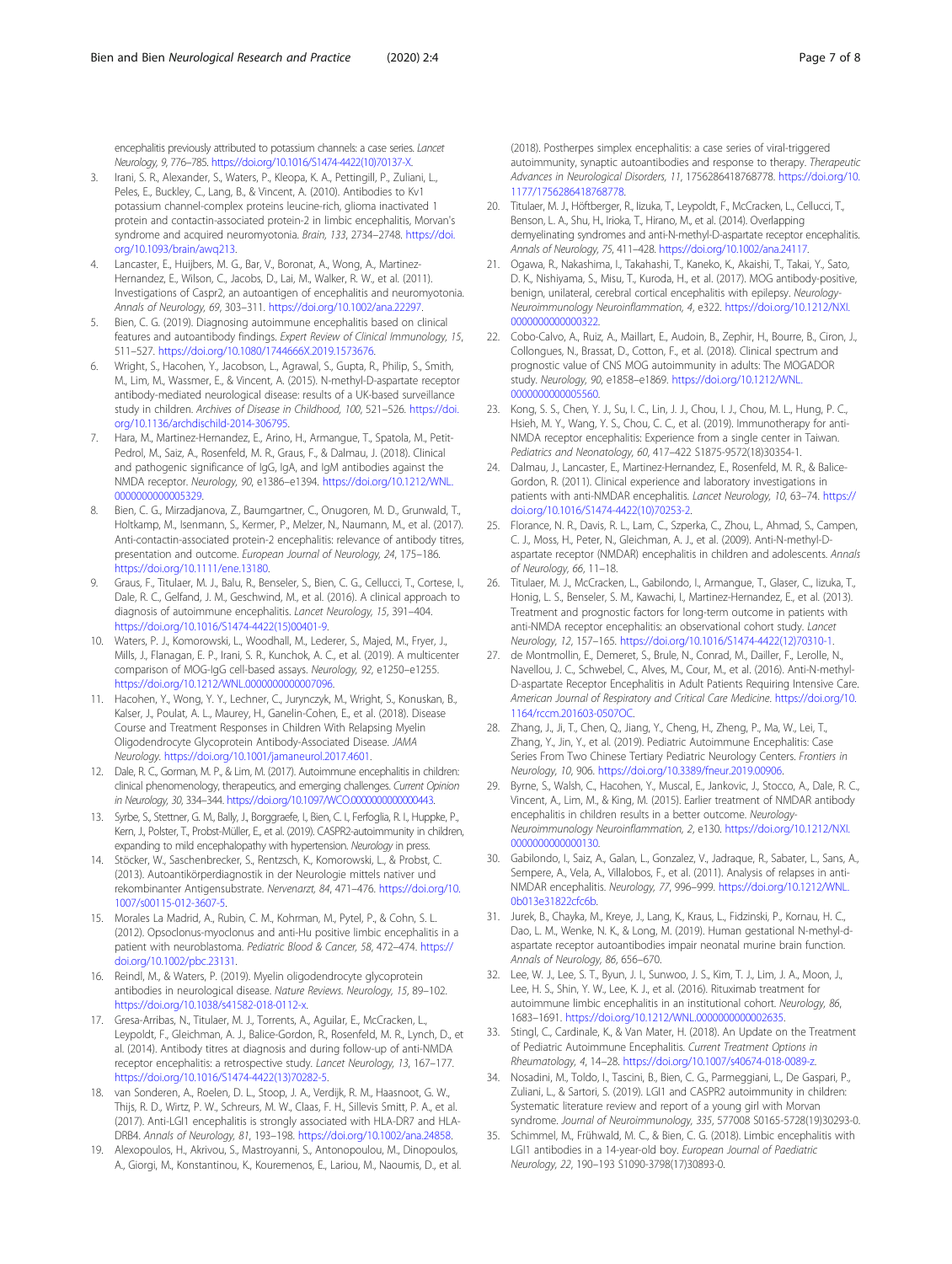encephalitis previously attributed to potassium channels: a case series. *Lancet Neurology, 9*, 776–785. https://doi.org/10.1016/S1474-4422(10)70137-X.

3. Irani, S. R., Alexander, S., Waters, P., Kleopa, K. A., Pettingill, P., Zuliani, L., Peles, E., Buckley, C., Lang, B., & Vincent, A. (2010). Antibodies to Kv1 potassium channel-complex proteins leucine-rich, glioma inactivated 1 protein and contactin-associated protein-2 in limbic encephalitis, Morvan's syndrome and acquired neuromyotonia. *Brain, 133*, 2734–2748. https://doi.org/10.1093/brain/awq213.
4. Lancaster, E., Huijbers, M. G., Bar, V., Boronat, A., Wong, A., Martinez-Hernandez, E., Wilson, C., Jacobs, D., Lai, M., Walker, R. W., et al. (2011). Investigations of Caspr2, an autoantigen of encephalitis and neuromyotonia. *Annals of Neurology, 69*, 303–311. https://doi.org/10.1002/ana.22297.
5. Bien, C. G. (2019). Diagnosing autoimmune encephalitis based on clinical features and autoantibody findings. *Expert Review of Clinical Immunology, 15*, 511–527. https://doi.org/10.1080/1744666X.2019.1573676.
6. Wright, S., Hacohen, Y., Jacobson, L., Agrawal, S., Gupta, R., Philip, S., Smith, M., Lim, M., Wassmer, E., & Vincent, A. (2015). N-methyl-D-aspartate receptor antibody-mediated neurological disease: results of a UK-based surveillance study in children. *Archives of Disease in Childhood, 100*, 521–526. https://doi.org/10.1136/archdischild-2014-306795.
7. Hara, M., Martinez-Hernandez, E., Arino, H., Armangue, T., Spatola, M., Petit-Pedrol, M., Saiz, A., Rosenfeld, M. R., Graus, F., & Dalmau, J. (2018). Clinical and pathogenic significance of IgG, IgA, and IgM antibodies against the NMDA receptor. *Neurology, 90*, e1386–e1394. https://doi.org/10.1212/WNL.0000000000005329.
8. Bien, C. G., Mirzadjanova, Z., Baumgartner, C., Onugoren, M. D., Grunwald, T., Holtkamp, M., Isenmann, S., Kermer, P., Melzer, N., Naumann, M., et al. (2017). Anti-contactin-associated protein-2 encephalitis: relevance of antibody titres, presentation and outcome. *European Journal of Neurology, 24*, 175–186. https://doi.org/10.1111/ene.13180.
9. Graus, F., Titulaer, M. J., Balu, R., Benseler, S., Bien, C. G., Cellucci, T., Cortese, I., Dale, R. C., Gelfand, J. M., Geschwind, M., et al. (2016). A clinical approach to diagnosis of autoimmune encephalitis. *Lancet Neurology, 15*, 391–404. https://doi.org/10.1016/S1474-4422(15)00401-9.
10. Waters, P. J., Komorowski, L., Woodhall, M., Lederer, S., Majed, M., Fryer, J., Mills, J., Flanagan, E. P., Irani, S. R., Kunchok, A. C., et al. (2019). A multicenter comparison of MOG-IgG cell-based assays. *Neurology, 92*, e1250–e1255. https://doi.org/10.1212/WNL.0000000000007096.
11. Hacohen, Y., Wong, Y. Y., Lechner, C., Jurynczyk, M., Wright, S., Konuskan, B., Kalser, J., Poulat, A. L., Maurey, H., Ganelin-Cohen, E., et al. (2018). Disease Course and Treatment Responses in Children With Relapsing Myelin Oligodendrocyte Glycoprotein Antibody-Associated Disease. *JAMA Neurology*. https://doi.org/10.1001/jamaneurol.2017.4601.
12. Dale, R. C., Gorman, M. P., & Lim, M. (2017). Autoimmune encephalitis in children: clinical phenomenology, therapeutics, and emerging challenges. *Current Opinion in Neurology, 30*, 334–344. https://doi.org/10.1097/WCO.0000000000000443.
13. Syrbe, S., Stettner, G. M., Bally, J., Borggraefe, I., Bien, C. I., Ferfoglia, R. I., Huppke, P., Kern, J., Polster, T., Probst-Müller, E., et al. (2019). CASPR2-autoimmunity in children, expanding to mild encephalopathy with hypertension. *Neurology* in press.
14. Stöcker, W., Saschenbrecker, S., Rentzsch, K., Komorowski, L., & Probst, C. (2013). Autoantikörperdiagnostik in der Neurologie mittels nativer und rekombinanter Antigensubstrate. *Nervenarzt, 84*, 471–476. https://doi.org/10.1007/s00115-012-3607-5.
15. Morales La Madrid, A., Rubin, C. M., Kohrman, M., Pytel, P., & Cohn, S. L. (2012). Opsoclonus-myoclonus and anti-Hu positive limbic encephalitis in a patient with neuroblastoma. *Pediatric Blood & Cancer, 58*, 472–474. https://doi.org/10.1002/pbc.23131.
16. Reindl, M., & Waters, P. (2019). Myelin oligodendrocyte glycoprotein antibodies in neurological disease. *Nature Reviews. Neurology, 15*, 89–102. https://doi.org/10.1038/s41582-018-0112-x.
17. Gresa-Arribas, N., Titulaer, M. J., Torrents, A., Aguilar, E., McCracken, L., Leypoldt, F., Gleichman, A. J., Balice-Gordon, R., Rosenfeld, M. R., Lynch, D., et al. (2014). Antibody titres at diagnosis and during follow-up of anti-NMDA receptor encephalitis: a retrospective study. *Lancet Neurology, 13*, 167–177. https://doi.org/10.1016/S1474-4422(13)70282-5.
18. van Sonderen, A., Roelen, D. L., Stoop, J. A., Verdijk, R. M., Haasnoot, G. W., Thijs, R. D., Wirtz, P. W., Schreurs, M. W., Claas, F. H., Sillevis Smitt, P. A., et al. (2017). Anti-LGI1 encephalitis is strongly associated with HLA-DR7 and HLA-DRB4. *Annals of Neurology, 81*, 193–198. https://doi.org/10.1002/ana.24858.
19. Alexopoulos, H., Akrivou, S., Mastroyanni, S., Antonopoulou, M., Dinopoulos, A., Giorgi, M., Konstantinou, K., Kouremenos, E., Lariou, M., Naoumis, D., et al. (2018). Postherpes simplex encephalitis: a case series of viral-triggered autoimmunity, synaptic autoantibodies and response to therapy. *Therapeutic Advances in Neurological Disorders, 11*, 1756286418768778. https://doi.org/10.1177/1756286418768778.
20. Titulaer, M. J., Höftberger, R., Iizuka, T., Leypoldt, F., McCracken, L., Cellucci, T., Benson, L. A., Shu, H., Irioka, T., Hirano, M., et al. (2014). Overlapping demyelinating syndromes and anti-N-methyl-D-aspartate receptor encephalitis. *Annals of Neurology, 75*, 411–428. https://doi.org/10.1002/ana.24117.
21. Ogawa, R., Nakashima, I., Takahashi, T., Kaneko, K., Akaishi, T., Takai, Y., Sato, D. K., Nishiyama, S., Misu, T., Kuroda, H., et al. (2017). MOG antibody-positive, benign, unilateral, cerebral cortical encephalitis with epilepsy. *Neurology-Neuroimmunology Neuroinflammation, 4*, e322. https://doi.org/10.1212/NXI.0000000000000322.
22. Cobo-Calvo, A., Ruiz, A., Maillart, E., Audoin, B., Zephir, H., Bourre, B., Ciron, J., Collongues, N., Brassat, D., Cotton, F., et al. (2018). Clinical spectrum and prognostic value of CNS MOG autoimmunity in adults: The MOGADOR study. *Neurology, 90*, e1858–e1869. https://doi.org/10.1212/WNL.0000000000005560.
23. Kong, S. S., Chen, Y. J., Su, I. C., Lin, J. J., Chou, I. J., Chou, M. L., Hung, P. C., Hsieh, M. Y., Wang, Y. S., Chou, C. C., et al. (2019). Immunotherapy for anti-NMDA receptor encephalitis: Experience from a single center in Taiwan. *Pediatrics and Neonatology, 60*, 417–422 S1875-9572(18)30354-1.
24. Dalmau, J., Lancaster, E., Martinez-Hernandez, E., Rosenfeld, M. R., & Balice-Gordon, R. (2011). Clinical experience and laboratory investigations in patients with anti-NMDAR encephalitis. *Lancet Neurology, 10*, 63–74. https://doi.org/10.1016/S1474-4422(10)70253-2.
25. Florance, N. R., Davis, R. L., Lam, C., Szperka, C., Zhou, L., Ahmad, S., Campen, C. J., Moss, H., Peter, N., Gleichman, A. J., et al. (2009). Anti-N-methyl-D-aspartate receptor (NMDAR) encephalitis in children and adolescents. *Annals of Neurology, 66*, 11–18.
26. Titulaer, M. J., McCracken, L., Gabilondo, I., Armangue, T., Glaser, C., Iizuka, T., Honig, L. S., Benseler, S. M., Kawachi, I., Martinez-Hernandez, E., et al. (2013). Treatment and prognostic factors for long-term outcome in patients with anti-NMDA receptor encephalitis: an observational cohort study. *Lancet Neurology, 12*, 157–165. https://doi.org/10.1016/S1474-4422(12)70310-1.
27. de Montmollin, E., Demeret, S., Brule, N., Conrad, M., Dailler, F., Lerolle, N., Navellou, J. C., Schwebel, C., Alves, M., Cour, M., et al. (2016). Anti-N-methyl-D-aspartate Receptor Encephalitis in Adult Patients Requiring Intensive Care. *American Journal of Respiratory and Critical Care Medicine*. https://doi.org/10.1164/rccm.201603-0507OC.
28. Zhang, J., Ji, T., Chen, Q., Jiang, Y., Cheng, H., Zheng, P., Ma, W., Lei, T., Zhang, Y., Jin, Y., et al. (2019). Pediatric Autoimmune Encephalitis: Case Series From Two Chinese Tertiary Pediatric Neurology Centers. *Frontiers in Neurology, 10*, 906. https://doi.org/10.3389/fneur.2019.00906.
29. Byrne, S., Walsh, C., Hacohen, Y., Muscal, E., Jankovic, J., Stocco, A., Dale, R. C., Vincent, A., Lim, M., & King, M. (2015). Earlier treatment of NMDAR antibody encephalitis in children results in a better outcome. *Neurology-Neuroimmunology Neuroinflammation, 2*, e130. https://doi.org/10.1212/NXI.0000000000000130.
30. Gabilondo, I., Saiz, A., Galan, L., Gonzalez, V., Jadraque, R., Sabater, L., Sans, A., Sempere, A., Vela, A., Villalobos, F., et al. (2011). Analysis of relapses in anti-NMDAR encephalitis. *Neurology, 77*, 996–999. https://doi.org/10.1212/WNL.0b013e31822cfc6b.
31. Jurek, B., Chayka, M., Kreye, J., Lang, K., Kraus, L., Fidzinski, P., Kornau, H. C., Dao, L. M., Wenke, N. K., & Long, M. (2019). Human gestational N-methyl-d-aspartate receptor autoantibodies impair neonatal murine brain function. *Annals of Neurology, 86*, 656–670.
32. Lee, W. J., Lee, S. T., Byun, J. I., Sunwoo, J. S., Kim, T. J., Lim, J. A., Moon, J., Lee, H. S., Shin, Y. W., Lee, K. J., et al. (2016). Rituximab treatment for autoimmune limbic encephalitis in an institutional cohort. *Neurology, 86*, 1683–1691. https://doi.org/10.1212/WNL.0000000000002635.
33. Stingl, C., Cardinale, K., & Van Mater, H. (2018). An Update on the Treatment of Pediatric Autoimmune Encephalitis. *Current Treatment Options in Rheumatology, 4*, 14–28. https://doi.org/10.1007/s40674-018-0089-z.
34. Nosadini, M., Toldo, I., Tascini, B., Bien, C. G., Parmeggiani, L., De Gaspari, P., Zuliani, L., & Sartori, S. (2019). LGI1 and CASPR2 autoimmunity in children: Systematic literature review and report of a young girl with Morvan syndrome. *Journal of Neuroimmunology, 335*, 577008 S0165-5728(19)30293-0.
35. Schimmel, M., Frühwald, M. C., & Bien, C. G. (2018). Limbic encephalitis with LGI1 antibodies in a 14-year-old boy. *European Journal of Paediatric Neurology, 22*, 190–193 S1090-3798(17)30893-0.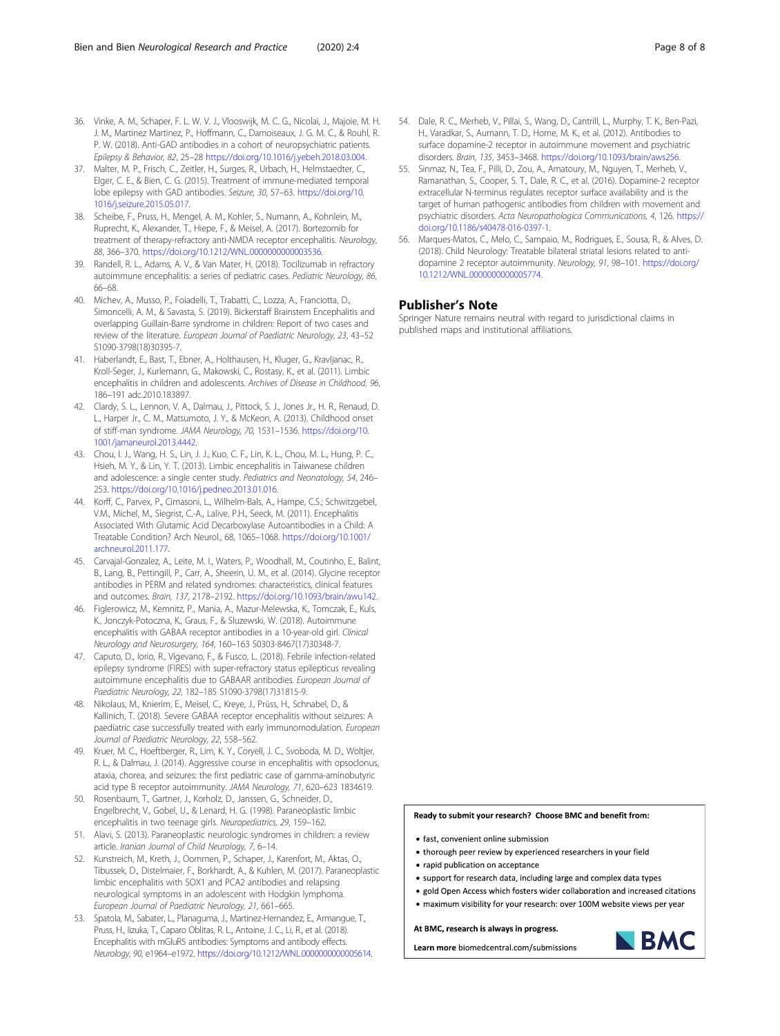36. Vinke, A. M., Schaper, F. L. W. V. J., Vlooswijk, M. C. G., Nicolai, J., Majoie, M. H. J. M., Martinez Martinez, P., Hoffmann, C., Damoiseaux, J. G. M. C., & Rouhl, R. P. W. (2018). Anti-GAD antibodies in a cohort of neuropsychiatric patients. *Epilepsy & Behavior, 82*, 25–28 https://doi.org/10.1016/j.yebeh.2018.03.004.
37. Malter, M. P., Frisch, C., Zeitler, H., Surges, R., Urbach, H., Helmstaedter, C., Elger, C. E., & Bien, C. G. (2015). Treatment of immune-mediated temporal lobe epilepsy with GAD antibodies. *Seizure, 30*, 57–63. https://doi.org/10.1016/j.seizure.2015.05.017.
38. Scheibe, F., Pruss, H., Mengel, A. M., Kohler, S., Numann, A., Kohnlein, M., Ruprecht, K., Alexander, T., Hiepe, F., & Meisel, A. (2017). Bortezomib for treatment of therapy-refractory anti-NMDA receptor encephalitis. *Neurology, 88*, 366–370. https://doi.org/10.1212/WNL.0000000000003536.
39. Randell, R. L., Adams, A. V., & Van Mater, H. (2018). Tocilizumab in refractory autoimmune encephalitis: a series of pediatric cases. *Pediatric Neurology, 86*, 66–68.
40. Michev, A., Musso, P., Foiadelli, T., Trabatti, C., Lozza, A., Franciotta, D., Simoncelli, A. M., & Savasta, S. (2019). Bickerstaff Brainstem Encephalitis and overlapping Guillain-Barre syndrome in children: Report of two cases and review of the literature. *European Journal of Paediatric Neurology, 23*, 43–52 S1090-3798(18)30395-7.
41. Haberlandt, E., Bast, T., Ebner, A., Holthausen, H., Kluger, G., Kravljanac, R., Kroll-Seger, J., Kurlemann, G., Makowski, C., Rostasy, K., et al. (2011). Limbic encephalitis in children and adolescents. *Archives of Disease in Childhood, 96*, 186–191 adc.2010.183897.
42. Clardy, S. L., Lennon, V. A., Dalmau, J., Pittock, S. J., Jones Jr., H. R., Renaud, D. L., Harper Jr., C. M., Matsumoto, J. Y., & McKeon, A. (2013). Childhood onset of stiff-man syndrome. *JAMA Neurology, 70*, 1531–1536. https://doi.org/10.1001/jamaneurol.2013.4442.
43. Chou, I. J., Wang, H. S., Lin, J. J., Kuo, C. F., Lin, K. L., Chou, M. L., Hung, P. C., Hsieh, M. Y., & Lin, Y. T. (2013). Limbic encephalitis in Taiwanese children and adolescence: a single center study. *Pediatrics and Neonatology, 54*, 246–253. https://doi.org/10.1016/j.pedneo.2013.01.016.
44. Korff, C., Parvex, P., Cimasoni, L., Wilhelm-Bals, A., Hampe, C.S.; Schwitzgebel, V.M., Michel, M., Siegrist, C.-A., Lalive, P.H., Seeck, M. (2011). Encephalitis Associated With Glutamic Acid Decarboxylase Autoantibodies in a Child: A Treatable Condition? Arch Neurol., 68, 1065–1068. https://doi.org/10.1001/archneurol.2011.177.
45. Carvajal-Gonzalez, A., Leite, M. I., Waters, P., Woodhall, M., Coutinho, E., Balint, B., Lang, B., Pettingill, P., Carr, A., Sheerin, U. M., et al. (2014). Glycine receptor antibodies in PERM and related syndromes: characteristics, clinical features and outcomes. *Brain, 137*, 2178–2192. https://doi.org/10.1093/brain/awu142.
46. Figlerowicz, M., Kemnitz, P., Mania, A., Mazur-Melewska, K., Tomczak, E., Kuls, K., Jonczyk-Potoczna, K., Graus, F., & Sluzewski, W. (2018). Autoimmune encephalitis with GABAA receptor antibodies in a 10-year-old girl. *Clinical Neurology and Neurosurgery, 164*, 160–163 S0303-8467(17)30348-7.
47. Caputo, D., Iorio, R., Vigevano, F., & Fusco, L. (2018). Febrile infection-related epilepsy syndrome (FIRES) with super-refractory status epilepticus revealing autoimmune encephalitis due to GABAAR antibodies. *European Journal of Paediatric Neurology, 22*, 182–185 S1090-3798(17)31815-9.
48. Nikolaus, M., Knierim, E., Meisel, C., Kreye, J., Prüss, H., Schnabel, D., & Kallinich, T. (2018). Severe GABAA receptor encephalitis without seizures: A paediatric case successfully treated with early immunomodulation. *European Journal of Paediatric Neurology, 22*, 558–562.
49. Kruer, M. C., Hoeftberger, R., Lim, K. Y., Coryell, J. C., Svoboda, M. D., Woltjer, R. L., & Dalmau, J. (2014). Aggressive course in encephalitis with opsoclonus, ataxia, chorea, and seizures: the first pediatric case of gamma-aminobutyric acid type B receptor autoimmunity. *JAMA Neurology, 71*, 620–623 1834619.
50. Rosenbaum, T., Gartner, J., Korholz, D., Janssen, G., Schneider, D., Engelbrecht, V., Gobel, U., & Lenard, H. G. (1998). Paraneoplastic limbic encephalitis in two teenage girls. *Neuropediatrics, 29*, 159–162.
51. Alavi, S. (2013). Paraneoplastic neurologic syndromes in children: a review article. *Iranian Journal of Child Neurology, 7*, 6–14.
52. Kunstreich, M., Kreth, J., Oommen, P., Schaper, J., Karenfort, M., Aktas, O., Tibussek, D., Distelmaier, F., Borkhardt, A., & Kuhlen, M. (2017). Paraneoplastic limbic encephalitis with SOX1 and PCA2 antibodies and relapsing neurological symptoms in an adolescent with Hodgkin lymphoma. *European Journal of Paediatric Neurology, 21*, 661–665.
53. Spatola, M., Sabater, L., Planaguma, J., Martinez-Hernandez, E., Armangue, T., Pruss, H., Iizuka, T., Caparo Oblitas, R. L., Antoine, J. C., Li, R., et al. (2018). Encephalitis with mGluR5 antibodies: Symptoms and antibody effects. *Neurology, 90*, e1964–e1972. https://doi.org/10.1212/WNL.0000000000005614.
54. Dale, R. C., Merheb, V., Pillai, S., Wang, D., Cantrill, L., Murphy, T. K., Ben-Pazi, H., Varadkar, S., Aumann, T. D., Horne, M. K., et al. (2012). Antibodies to surface dopamine-2 receptor in autoimmune movement and psychiatric disorders. *Brain, 135*, 3453–3468. https://doi.org/10.1093/brain/aws256.
55. Sinmaz, N., Tea, F., Pilli, D., Zou, A., Amatoury, M., Nguyen, T., Merheb, V., Ramanathan, S., Cooper, S. T., Dale, R. C., et al. (2016). Dopamine-2 receptor extracellular N-terminus regulates receptor surface availability and is the target of human pathogenic antibodies from children with movement and psychiatric disorders. *Acta Neuropathologica Communications, 4*, 126. https://doi.org/10.1186/s40478-016-0397-1.
56. Marques-Matos, C., Melo, C., Sampaio, M., Rodrigues, E., Sousa, R., & Alves, D. (2018). Child Neurology: Treatable bilateral striatal lesions related to anti-dopamine 2 receptor autoimmunity. *Neurology, 91*, 98–101. https://doi.org/10.1212/WNL.0000000000005774.

## Publisher's Note

Springer Nature remains neutral with regard to jurisdictional claims in published maps and institutional affiliations.

**Ready to submit your research? Choose BMC and benefit from:**

- fast, convenient online submission
- thorough peer review by experienced researchers in your field
- rapid publication on acceptance
- support for research data, including large and complex data types
- gold Open Access which fosters wider collaboration and increased citations
- maximum visibility for your research: over 100M website views per year

**At BMC, research is always in progress.**

**Learn more** biomedcentral.com/submissions

BMC